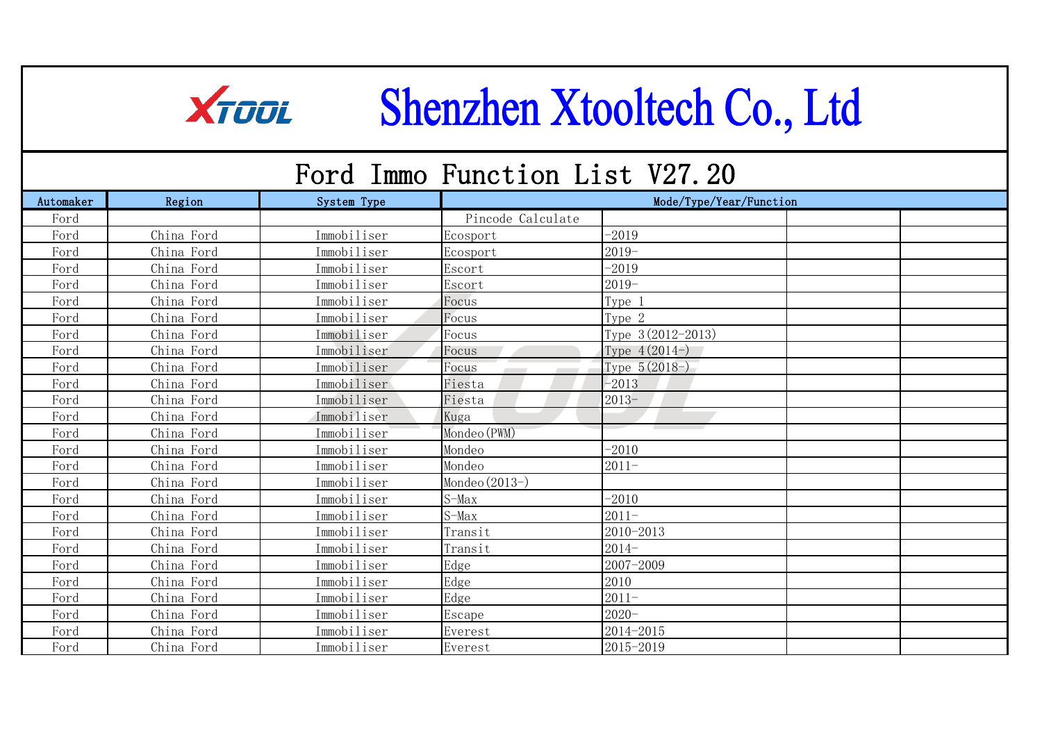# Shenzhen Xtooltech Co., Ltd

## Ford Immo Function List V27.20

| Automaker | Region | System Type | Mode/Type/Year/Function | | | |
|---|---|---|---|---|---|---|
| Ford | | | Pincode Calculate | | | |
| Ford | China Ford | Immobiliser | Ecosport | -2019 | | |
| Ford | China Ford | Immobiliser | Ecosport | 2019- | | |
| Ford | China Ford | Immobiliser | Escort | -2019 | | |
| Ford | China Ford | Immobiliser | Escort | 2019- | | |
| Ford | China Ford | Immobiliser | Focus | Type 1 | | |
| Ford | China Ford | Immobiliser | Focus | Type 2 | | |
| Ford | China Ford | Immobiliser | Focus | Type 3(2012-2013) | | |
| Ford | China Ford | Immobiliser | Focus | Type 4(2014-) | | |
| Ford | China Ford | Immobiliser | Focus | Type 5(2018-) | | |
| Ford | China Ford | Immobiliser | Fiesta | -2013 | | |
| Ford | China Ford | Immobiliser | Fiesta | 2013- | | |
| Ford | China Ford | Immobiliser | Kuga | | | |
| Ford | China Ford | Immobiliser | Mondeo(PWM) | | | |
| Ford | China Ford | Immobiliser | Mondeo | -2010 | | |
| Ford | China Ford | Immobiliser | Mondeo | 2011- | | |
| Ford | China Ford | Immobiliser | Mondeo(2013-) | | | |
| Ford | China Ford | Immobiliser | S-Max | -2010 | | |
| Ford | China Ford | Immobiliser | S-Max | 2011- | | |
| Ford | China Ford | Immobiliser | Transit | 2010-2013 | | |
| Ford | China Ford | Immobiliser | Transit | 2014- | | |
| Ford | China Ford | Immobiliser | Edge | 2007-2009 | | |
| Ford | China Ford | Immobiliser | Edge | 2010 | | |
| Ford | China Ford | Immobiliser | Edge | 2011- | | |
| Ford | China Ford | Immobiliser | Escape | 2020- | | |
| Ford | China Ford | Immobiliser | Everest | 2014-2015 | | |
| Ford | China Ford | Immobiliser | Everest | 2015-2019 | | |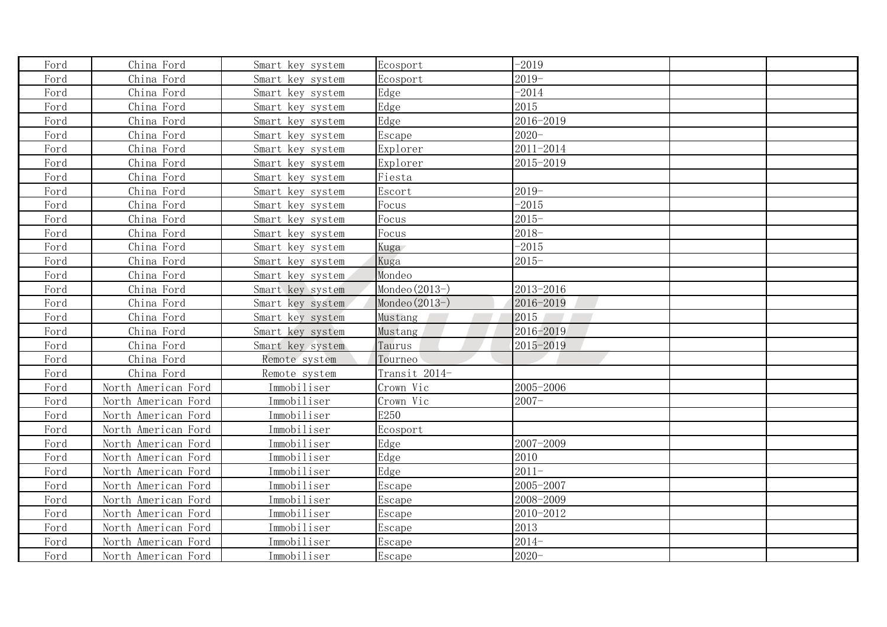| Ford | China Ford | Smart key system | Ecosport | -2019 | | |
|---|---|---|---|---|---|---|
| Ford | China Ford | Smart key system | Ecosport | 2019- | | |
| Ford | China Ford | Smart key system | Edge | -2014 | | |
| Ford | China Ford | Smart key system | Edge | 2015 | | |
| Ford | China Ford | Smart key system | Edge | 2016-2019 | | |
| Ford | China Ford | Smart key system | Escape | 2020- | | |
| Ford | China Ford | Smart key system | Explorer | 2011-2014 | | |
| Ford | China Ford | Smart key system | Explorer | 2015-2019 | | |
| Ford | China Ford | Smart key system | Fiesta | | | |
| Ford | China Ford | Smart key system | Escort | 2019- | | |
| Ford | China Ford | Smart key system | Focus | -2015 | | |
| Ford | China Ford | Smart key system | Focus | 2015- | | |
| Ford | China Ford | Smart key system | Focus | 2018- | | |
| Ford | China Ford | Smart key system | Kuga | -2015 | | |
| Ford | China Ford | Smart key system | Kuga | 2015- | | |
| Ford | China Ford | Smart key system | Mondeo | | | |
| Ford | China Ford | Smart key system | Mondeo(2013-) | 2013-2016 | | |
| Ford | China Ford | Smart key system | Mondeo(2013-) | 2016-2019 | | |
| Ford | China Ford | Smart key system | Mustang | 2015 | | |
| Ford | China Ford | Smart key system | Mustang | 2016-2019 | | |
| Ford | China Ford | Smart key system | Taurus | 2015-2019 | | |
| Ford | China Ford | Remote system | Tourneo | | | |
| Ford | China Ford | Remote system | Transit 2014- | | | |
| Ford | North American Ford | Immobiliser | Crown Vic | 2005-2006 | | |
| Ford | North American Ford | Immobiliser | Crown Vic | 2007- | | |
| Ford | North American Ford | Immobiliser | E250 | | | |
| Ford | North American Ford | Immobiliser | Ecosport | | | |
| Ford | North American Ford | Immobiliser | Edge | 2007-2009 | | |
| Ford | North American Ford | Immobiliser | Edge | 2010 | | |
| Ford | North American Ford | Immobiliser | Edge | 2011- | | |
| Ford | North American Ford | Immobiliser | Escape | 2005-2007 | | |
| Ford | North American Ford | Immobiliser | Escape | 2008-2009 | | |
| Ford | North American Ford | Immobiliser | Escape | 2010-2012 | | |
| Ford | North American Ford | Immobiliser | Escape | 2013 | | |
| Ford | North American Ford | Immobiliser | Escape | 2014- | | |
| Ford | North American Ford | Immobiliser | Escape | 2020- | | |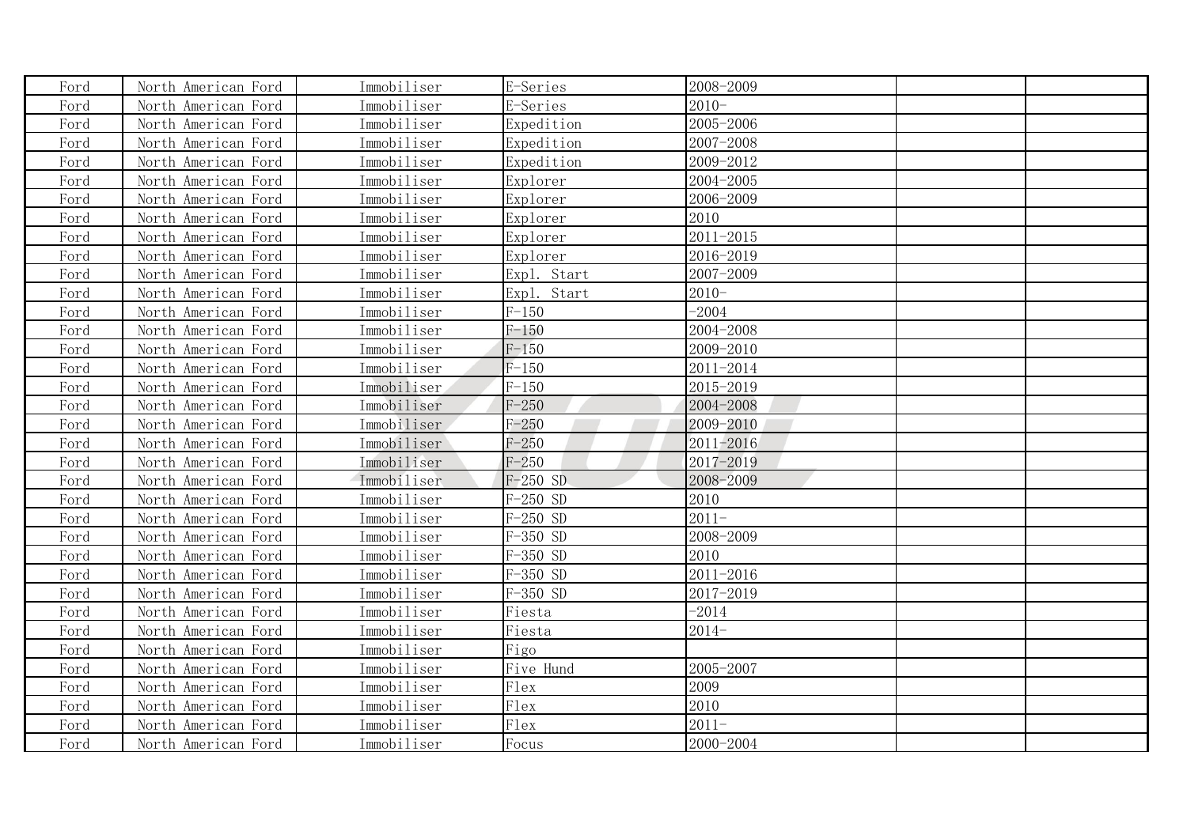| | | | | | | |
|---|---|---|---|---|---|---|
| Ford | North American Ford | Immobiliser | E-Series | 2008-2009 | | |
| Ford | North American Ford | Immobiliser | E-Series | 2010- | | |
| Ford | North American Ford | Immobiliser | Expedition | 2005-2006 | | |
| Ford | North American Ford | Immobiliser | Expedition | 2007-2008 | | |
| Ford | North American Ford | Immobiliser | Expedition | 2009-2012 | | |
| Ford | North American Ford | Immobiliser | Explorer | 2004-2005 | | |
| Ford | North American Ford | Immobiliser | Explorer | 2006-2009 | | |
| Ford | North American Ford | Immobiliser | Explorer | 2010 | | |
| Ford | North American Ford | Immobiliser | Explorer | 2011-2015 | | |
| Ford | North American Ford | Immobiliser | Explorer | 2016-2019 | | |
| Ford | North American Ford | Immobiliser | Expl. Start | 2007-2009 | | |
| Ford | North American Ford | Immobiliser | Expl. Start | 2010- | | |
| Ford | North American Ford | Immobiliser | F-150 | -2004 | | |
| Ford | North American Ford | Immobiliser | F-150 | 2004-2008 | | |
| Ford | North American Ford | Immobiliser | F-150 | 2009-2010 | | |
| Ford | North American Ford | Immobiliser | F-150 | 2011-2014 | | |
| Ford | North American Ford | Immobiliser | F-150 | 2015-2019 | | |
| Ford | North American Ford | Immobiliser | F-250 | 2004-2008 | | |
| Ford | North American Ford | Immobiliser | F-250 | 2009-2010 | | |
| Ford | North American Ford | Immobiliser | F-250 | 2011-2016 | | |
| Ford | North American Ford | Immobiliser | F-250 | 2017-2019 | | |
| Ford | North American Ford | Immobiliser | F-250 SD | 2008-2009 | | |
| Ford | North American Ford | Immobiliser | F-250 SD | 2010 | | |
| Ford | North American Ford | Immobiliser | F-250 SD | 2011- | | |
| Ford | North American Ford | Immobiliser | F-350 SD | 2008-2009 | | |
| Ford | North American Ford | Immobiliser | F-350 SD | 2010 | | |
| Ford | North American Ford | Immobiliser | F-350 SD | 2011-2016 | | |
| Ford | North American Ford | Immobiliser | F-350 SD | 2017-2019 | | |
| Ford | North American Ford | Immobiliser | Fiesta | -2014 | | |
| Ford | North American Ford | Immobiliser | Fiesta | 2014- | | |
| Ford | North American Ford | Immobiliser | Figo | | | |
| Ford | North American Ford | Immobiliser | Five Hund | 2005-2007 | | |
| Ford | North American Ford | Immobiliser | Flex | 2009 | | |
| Ford | North American Ford | Immobiliser | Flex | 2010 | | |
| Ford | North American Ford | Immobiliser | Flex | 2011- | | |
| Ford | North American Ford | Immobiliser | Focus | 2000-2004 | | |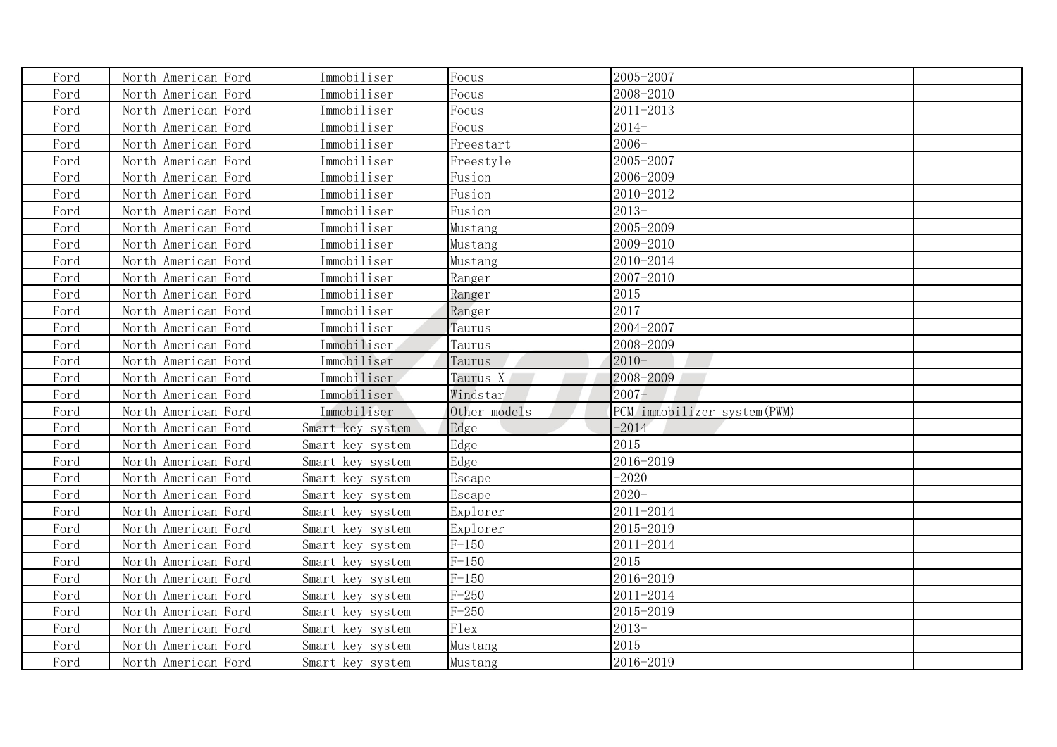| Ford | North American Ford | Immobiliser | Focus | 2005-2007 | | |
|---|---|---|---|---|---|---|
| Ford | North American Ford | Immobiliser | Focus | 2008-2010 | | |
| Ford | North American Ford | Immobiliser | Focus | 2011-2013 | | |
| Ford | North American Ford | Immobiliser | Focus | 2014- | | |
| Ford | North American Ford | Immobiliser | Freestart | 2006- | | |
| Ford | North American Ford | Immobiliser | Freestyle | 2005-2007 | | |
| Ford | North American Ford | Immobiliser | Fusion | 2006-2009 | | |
| Ford | North American Ford | Immobiliser | Fusion | 2010-2012 | | |
| Ford | North American Ford | Immobiliser | Fusion | 2013- | | |
| Ford | North American Ford | Immobiliser | Mustang | 2005-2009 | | |
| Ford | North American Ford | Immobiliser | Mustang | 2009-2010 | | |
| Ford | North American Ford | Immobiliser | Mustang | 2010-2014 | | |
| Ford | North American Ford | Immobiliser | Ranger | 2007-2010 | | |
| Ford | North American Ford | Immobiliser | Ranger | 2015 | | |
| Ford | North American Ford | Immobiliser | Ranger | 2017 | | |
| Ford | North American Ford | Immobiliser | Taurus | 2004-2007 | | |
| Ford | North American Ford | Immobiliser | Taurus | 2008-2009 | | |
| Ford | North American Ford | Immobiliser | Taurus | 2010- | | |
| Ford | North American Ford | Immobiliser | Taurus X | 2008-2009 | | |
| Ford | North American Ford | Immobiliser | Windstar | 2007- | | |
| Ford | North American Ford | Immobiliser | Other models | PCM immobilizer system(PWM) | | |
| Ford | North American Ford | Smart key system | Edge | -2014 | | |
| Ford | North American Ford | Smart key system | Edge | 2015 | | |
| Ford | North American Ford | Smart key system | Edge | 2016-2019 | | |
| Ford | North American Ford | Smart key system | Escape | -2020 | | |
| Ford | North American Ford | Smart key system | Escape | 2020- | | |
| Ford | North American Ford | Smart key system | Explorer | 2011-2014 | | |
| Ford | North American Ford | Smart key system | Explorer | 2015-2019 | | |
| Ford | North American Ford | Smart key system | F-150 | 2011-2014 | | |
| Ford | North American Ford | Smart key system | F-150 | 2015 | | |
| Ford | North American Ford | Smart key system | F-150 | 2016-2019 | | |
| Ford | North American Ford | Smart key system | F-250 | 2011-2014 | | |
| Ford | North American Ford | Smart key system | F-250 | 2015-2019 | | |
| Ford | North American Ford | Smart key system | Flex | 2013- | | |
| Ford | North American Ford | Smart key system | Mustang | 2015 | | |
| Ford | North American Ford | Smart key system | Mustang | 2016-2019 | | |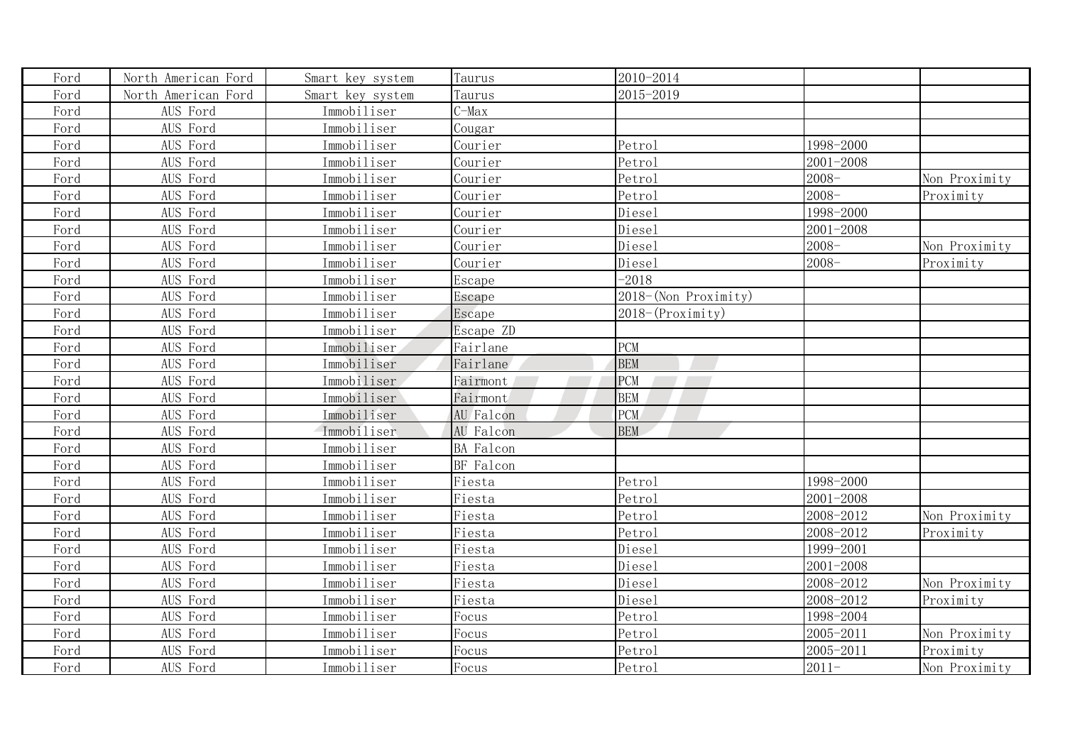| Ford | North American Ford | Smart key system | Taurus | 2010-2014 | | |
|---|---|---|---|---|---|---|
| Ford | North American Ford | Smart key system | Taurus | 2015-2019 | | |
| Ford | AUS Ford | Immobiliser | C-Max | | | |
| Ford | AUS Ford | Immobiliser | Cougar | | | |
| Ford | AUS Ford | Immobiliser | Courier | Petrol | 1998-2000 | |
| Ford | AUS Ford | Immobiliser | Courier | Petrol | 2001-2008 | |
| Ford | AUS Ford | Immobiliser | Courier | Petrol | 2008- | Non Proximity |
| Ford | AUS Ford | Immobiliser | Courier | Petrol | 2008- | Proximity |
| Ford | AUS Ford | Immobiliser | Courier | Diesel | 1998-2000 | |
| Ford | AUS Ford | Immobiliser | Courier | Diesel | 2001-2008 | |
| Ford | AUS Ford | Immobiliser | Courier | Diesel | 2008- | Non Proximity |
| Ford | AUS Ford | Immobiliser | Courier | Diesel | 2008- | Proximity |
| Ford | AUS Ford | Immobiliser | Escape | -2018 | | |
| Ford | AUS Ford | Immobiliser | Escape | 2018-(Non Proximity) | | |
| Ford | AUS Ford | Immobiliser | Escape | 2018-(Proximity) | | |
| Ford | AUS Ford | Immobiliser | Escape ZD | | | |
| Ford | AUS Ford | Immobiliser | Fairlane | PCM | | |
| Ford | AUS Ford | Immobiliser | Fairlane | BEM | | |
| Ford | AUS Ford | Immobiliser | Fairmont | PCM | | |
| Ford | AUS Ford | Immobiliser | Fairmont | BEM | | |
| Ford | AUS Ford | Immobiliser | AU Falcon | PCM | | |
| Ford | AUS Ford | Immobiliser | AU Falcon | BEM | | |
| Ford | AUS Ford | Immobiliser | BA Falcon | | | |
| Ford | AUS Ford | Immobiliser | BF Falcon | | | |
| Ford | AUS Ford | Immobiliser | Fiesta | Petrol | 1998-2000 | |
| Ford | AUS Ford | Immobiliser | Fiesta | Petrol | 2001-2008 | |
| Ford | AUS Ford | Immobiliser | Fiesta | Petrol | 2008-2012 | Non Proximity |
| Ford | AUS Ford | Immobiliser | Fiesta | Petrol | 2008-2012 | Proximity |
| Ford | AUS Ford | Immobiliser | Fiesta | Diesel | 1999-2001 | |
| Ford | AUS Ford | Immobiliser | Fiesta | Diesel | 2001-2008 | |
| Ford | AUS Ford | Immobiliser | Fiesta | Diesel | 2008-2012 | Non Proximity |
| Ford | AUS Ford | Immobiliser | Fiesta | Diesel | 2008-2012 | Proximity |
| Ford | AUS Ford | Immobiliser | Focus | Petrol | 1998-2004 | |
| Ford | AUS Ford | Immobiliser | Focus | Petrol | 2005-2011 | Non Proximity |
| Ford | AUS Ford | Immobiliser | Focus | Petrol | 2005-2011 | Proximity |
| Ford | AUS Ford | Immobiliser | Focus | Petrol | 2011- | Non Proximity |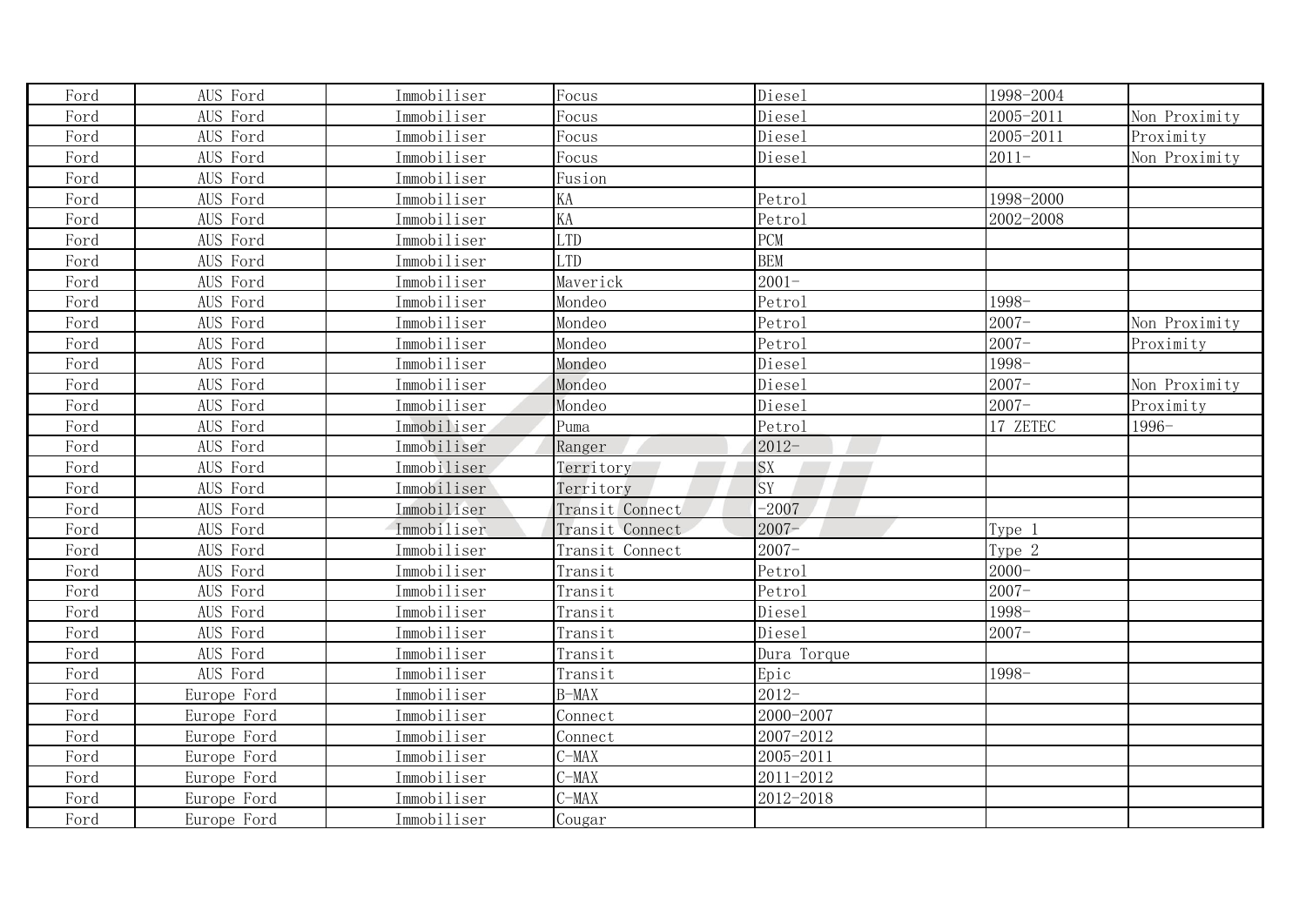| | | | | | | |
|---|---|---|---|---|---|---|
| Ford | AUS Ford | Immobiliser | Focus | Diesel | 1998-2004 | |
| Ford | AUS Ford | Immobiliser | Focus | Diesel | 2005-2011 | Non Proximity |
| Ford | AUS Ford | Immobiliser | Focus | Diesel | 2005-2011 | Proximity |
| Ford | AUS Ford | Immobiliser | Focus | Diesel | 2011- | Non Proximity |
| Ford | AUS Ford | Immobiliser | Fusion | | | |
| Ford | AUS Ford | Immobiliser | KA | Petrol | 1998-2000 | |
| Ford | AUS Ford | Immobiliser | KA | Petrol | 2002-2008 | |
| Ford | AUS Ford | Immobiliser | LTD | PCM | | |
| Ford | AUS Ford | Immobiliser | LTD | BEM | | |
| Ford | AUS Ford | Immobiliser | Maverick | 2001- | | |
| Ford | AUS Ford | Immobiliser | Mondeo | Petrol | 1998- | |
| Ford | AUS Ford | Immobiliser | Mondeo | Petrol | 2007- | Non Proximity |
| Ford | AUS Ford | Immobiliser | Mondeo | Petrol | 2007- | Proximity |
| Ford | AUS Ford | Immobiliser | Mondeo | Diesel | 1998- | |
| Ford | AUS Ford | Immobiliser | Mondeo | Diesel | 2007- | Non Proximity |
| Ford | AUS Ford | Immobiliser | Mondeo | Diesel | 2007- | Proximity |
| Ford | AUS Ford | Immobiliser | Puma | Petrol | 17 ZETEC | 1996- |
| Ford | AUS Ford | Immobiliser | Ranger | 2012- | | |
| Ford | AUS Ford | Immobiliser | Territory | SX | | |
| Ford | AUS Ford | Immobiliser | Territory | SY | | |
| Ford | AUS Ford | Immobiliser | Transit Connect | -2007 | | |
| Ford | AUS Ford | Immobiliser | Transit Connect | 2007- | Type 1 | |
| Ford | AUS Ford | Immobiliser | Transit Connect | 2007- | Type 2 | |
| Ford | AUS Ford | Immobiliser | Transit | Petrol | 2000- | |
| Ford | AUS Ford | Immobiliser | Transit | Petrol | 2007- | |
| Ford | AUS Ford | Immobiliser | Transit | Diesel | 1998- | |
| Ford | AUS Ford | Immobiliser | Transit | Diesel | 2007- | |
| Ford | AUS Ford | Immobiliser | Transit | Dura Torque | | |
| Ford | AUS Ford | Immobiliser | Transit | Epic | 1998- | |
| Ford | Europe Ford | Immobiliser | B-MAX | 2012- | | |
| Ford | Europe Ford | Immobiliser | Connect | 2000-2007 | | |
| Ford | Europe Ford | Immobiliser | Connect | 2007-2012 | | |
| Ford | Europe Ford | Immobiliser | C-MAX | 2005-2011 | | |
| Ford | Europe Ford | Immobiliser | C-MAX | 2011-2012 | | |
| Ford | Europe Ford | Immobiliser | C-MAX | 2012-2018 | | |
| Ford | Europe Ford | Immobiliser | Cougar | | | |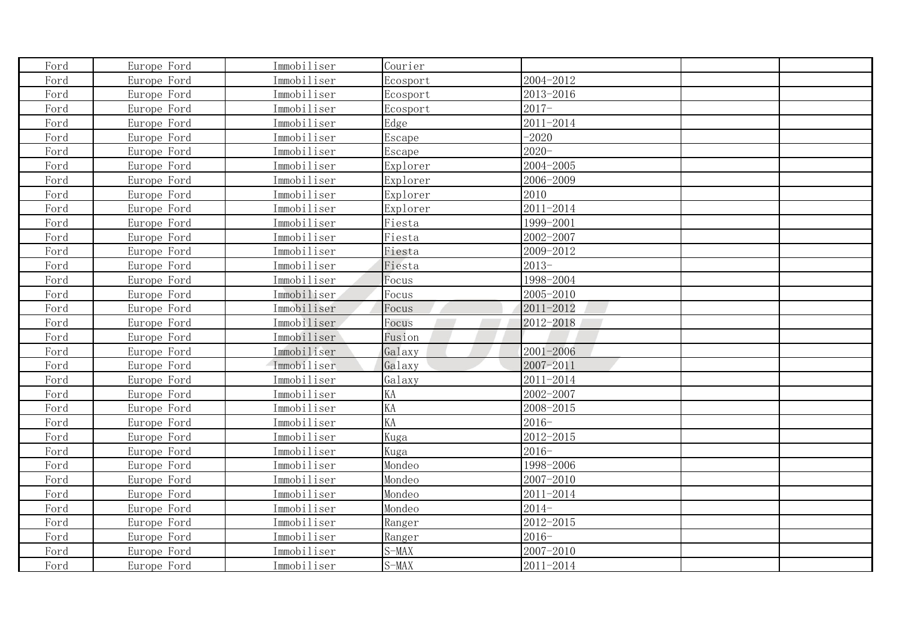| | | | | | | |
|---|---|---|---|---|---|---|
| Ford | Europe Ford | Immobiliser | Courier | | | |
| Ford | Europe Ford | Immobiliser | Ecosport | 2004-2012 | | |
| Ford | Europe Ford | Immobiliser | Ecosport | 2013-2016 | | |
| Ford | Europe Ford | Immobiliser | Ecosport | 2017- | | |
| Ford | Europe Ford | Immobiliser | Edge | 2011-2014 | | |
| Ford | Europe Ford | Immobiliser | Escape | -2020 | | |
| Ford | Europe Ford | Immobiliser | Escape | 2020- | | |
| Ford | Europe Ford | Immobiliser | Explorer | 2004-2005 | | |
| Ford | Europe Ford | Immobiliser | Explorer | 2006-2009 | | |
| Ford | Europe Ford | Immobiliser | Explorer | 2010 | | |
| Ford | Europe Ford | Immobiliser | Explorer | 2011-2014 | | |
| Ford | Europe Ford | Immobiliser | Fiesta | 1999-2001 | | |
| Ford | Europe Ford | Immobiliser | Fiesta | 2002-2007 | | |
| Ford | Europe Ford | Immobiliser | Fiesta | 2009-2012 | | |
| Ford | Europe Ford | Immobiliser | Fiesta | 2013- | | |
| Ford | Europe Ford | Immobiliser | Focus | 1998-2004 | | |
| Ford | Europe Ford | Immobiliser | Focus | 2005-2010 | | |
| Ford | Europe Ford | Immobiliser | Focus | 2011-2012 | | |
| Ford | Europe Ford | Immobiliser | Focus | 2012-2018 | | |
| Ford | Europe Ford | Immobiliser | Fusion | | | |
| Ford | Europe Ford | Immobiliser | Galaxy | 2001-2006 | | |
| Ford | Europe Ford | Immobiliser | Galaxy | 2007-2011 | | |
| Ford | Europe Ford | Immobiliser | Galaxy | 2011-2014 | | |
| Ford | Europe Ford | Immobiliser | KA | 2002-2007 | | |
| Ford | Europe Ford | Immobiliser | KA | 2008-2015 | | |
| Ford | Europe Ford | Immobiliser | KA | 2016- | | |
| Ford | Europe Ford | Immobiliser | Kuga | 2012-2015 | | |
| Ford | Europe Ford | Immobiliser | Kuga | 2016- | | |
| Ford | Europe Ford | Immobiliser | Mondeo | 1998-2006 | | |
| Ford | Europe Ford | Immobiliser | Mondeo | 2007-2010 | | |
| Ford | Europe Ford | Immobiliser | Mondeo | 2011-2014 | | |
| Ford | Europe Ford | Immobiliser | Mondeo | 2014- | | |
| Ford | Europe Ford | Immobiliser | Ranger | 2012-2015 | | |
| Ford | Europe Ford | Immobiliser | Ranger | 2016- | | |
| Ford | Europe Ford | Immobiliser | S-MAX | 2007-2010 | | |
| Ford | Europe Ford | Immobiliser | S-MAX | 2011-2014 | | |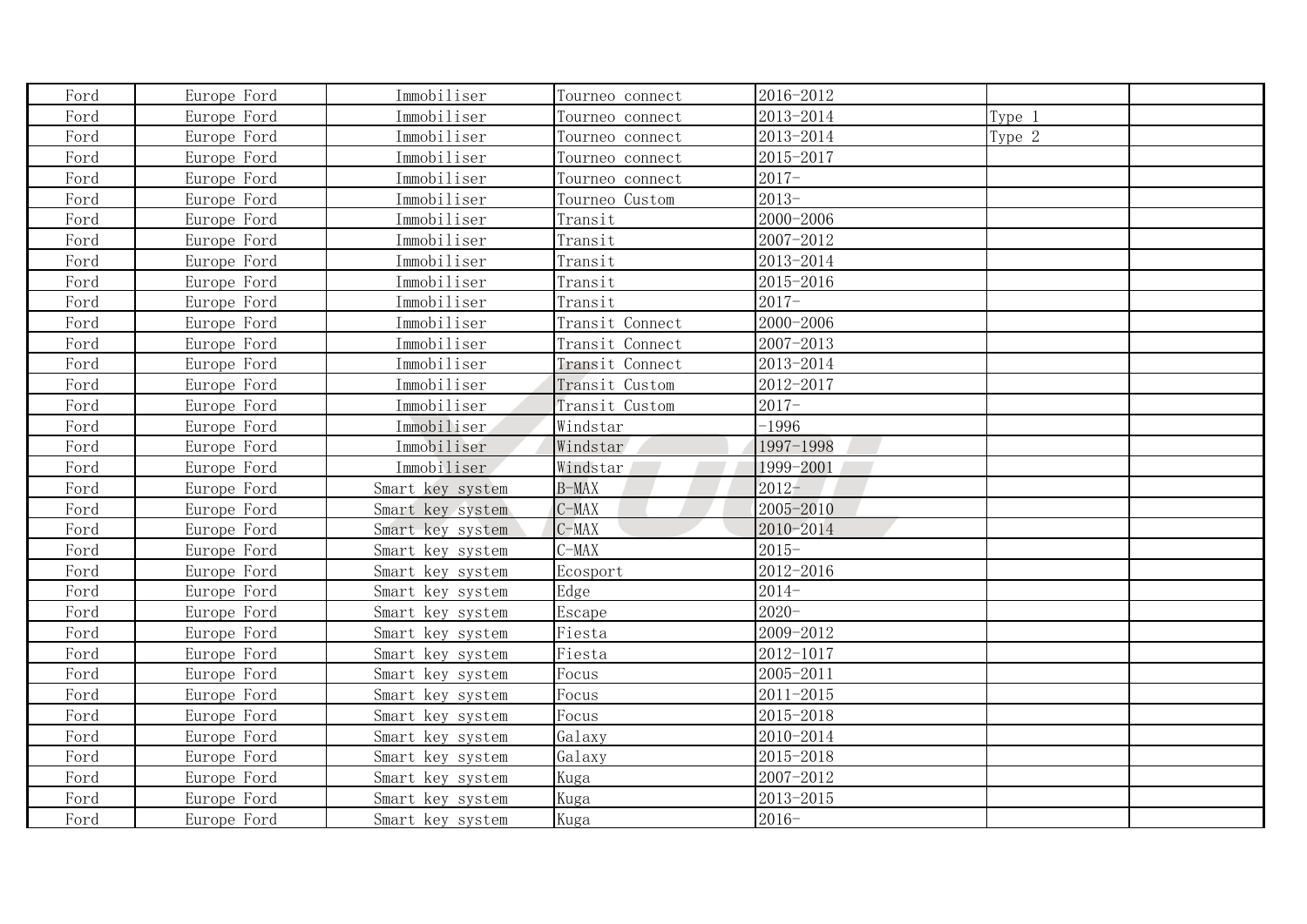| | | | | | | |
|---|---|---|---|---|---|---|
| Ford | Europe Ford | Immobiliser | Tourneo connect | 2016-2012 | | |
| Ford | Europe Ford | Immobiliser | Tourneo connect | 2013-2014 | Type 1 | |
| Ford | Europe Ford | Immobiliser | Tourneo connect | 2013-2014 | Type 2 | |
| Ford | Europe Ford | Immobiliser | Tourneo connect | 2015-2017 | | |
| Ford | Europe Ford | Immobiliser | Tourneo connect | 2017- | | |
| Ford | Europe Ford | Immobiliser | Tourneo Custom | 2013- | | |
| Ford | Europe Ford | Immobiliser | Transit | 2000-2006 | | |
| Ford | Europe Ford | Immobiliser | Transit | 2007-2012 | | |
| Ford | Europe Ford | Immobiliser | Transit | 2013-2014 | | |
| Ford | Europe Ford | Immobiliser | Transit | 2015-2016 | | |
| Ford | Europe Ford | Immobiliser | Transit | 2017- | | |
| Ford | Europe Ford | Immobiliser | Transit Connect | 2000-2006 | | |
| Ford | Europe Ford | Immobiliser | Transit Connect | 2007-2013 | | |
| Ford | Europe Ford | Immobiliser | Transit Connect | 2013-2014 | | |
| Ford | Europe Ford | Immobiliser | Transit Custom | 2012-2017 | | |
| Ford | Europe Ford | Immobiliser | Transit Custom | 2017- | | |
| Ford | Europe Ford | Immobiliser | Windstar | -1996 | | |
| Ford | Europe Ford | Immobiliser | Windstar | 1997-1998 | | |
| Ford | Europe Ford | Immobiliser | Windstar | 1999-2001 | | |
| Ford | Europe Ford | Smart key system | B-MAX | 2012- | | |
| Ford | Europe Ford | Smart key system | C-MAX | 2005-2010 | | |
| Ford | Europe Ford | Smart key system | C-MAX | 2010-2014 | | |
| Ford | Europe Ford | Smart key system | C-MAX | 2015- | | |
| Ford | Europe Ford | Smart key system | Ecosport | 2012-2016 | | |
| Ford | Europe Ford | Smart key system | Edge | 2014- | | |
| Ford | Europe Ford | Smart key system | Escape | 2020- | | |
| Ford | Europe Ford | Smart key system | Fiesta | 2009-2012 | | |
| Ford | Europe Ford | Smart key system | Fiesta | 2012-1017 | | |
| Ford | Europe Ford | Smart key system | Focus | 2005-2011 | | |
| Ford | Europe Ford | Smart key system | Focus | 2011-2015 | | |
| Ford | Europe Ford | Smart key system | Focus | 2015-2018 | | |
| Ford | Europe Ford | Smart key system | Galaxy | 2010-2014 | | |
| Ford | Europe Ford | Smart key system | Galaxy | 2015-2018 | | |
| Ford | Europe Ford | Smart key system | Kuga | 2007-2012 | | |
| Ford | Europe Ford | Smart key system | Kuga | 2013-2015 | | |
| Ford | Europe Ford | Smart key system | Kuga | 2016- | | |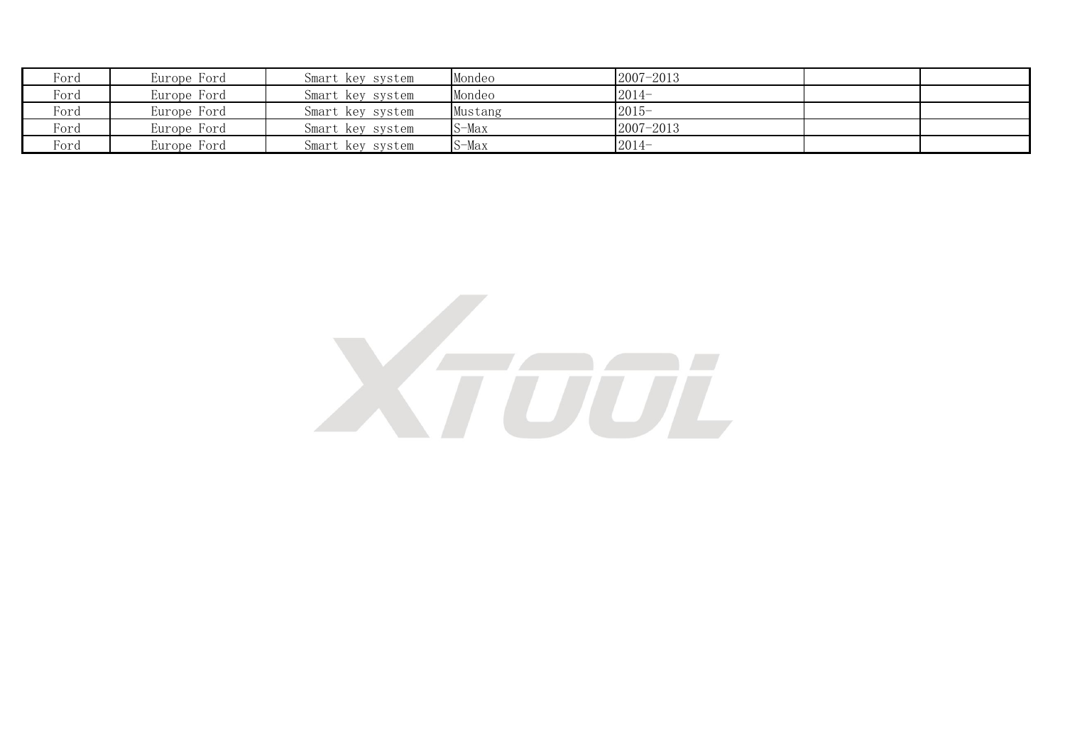| | | | | | | |
|---|---|---|---|---|---|---|
| Ford | Europe Ford | Smart key system | Mondeo | 2007-2013 | | |
| Ford | Europe Ford | Smart key system | Mondeo | 2014- | | |
| Ford | Europe Ford | Smart key system | Mustang | 2015- | | |
| Ford | Europe Ford | Smart key system | S-Max | 2007-2013 | | |
| Ford | Europe Ford | Smart key system | S-Max | 2014- | | |